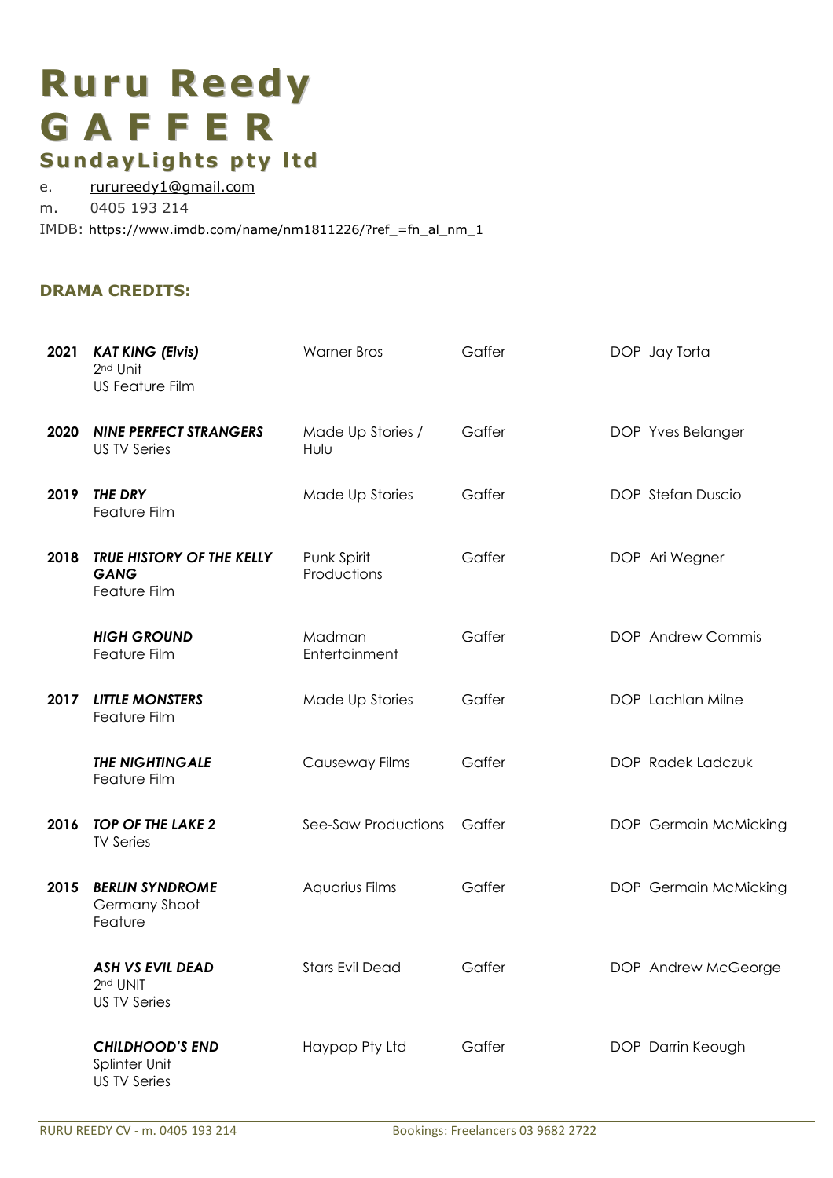# Ruru Reedy
# G A F F E R
## SundayLights pty ltd

e. rurureedy1@gmail.com
m. 0405 193 214
IMDB: https://www.imdb.com/name/nm1811226/?ref_=fn_al_nm_1

### DRAMA CREDITS:

| Year | Title | Production | Role | DOP |
|---|---|---|---|---|
| 2021 | ***KAT KING (Elvis)***<br>2nd Unit<br>US Feature Film | Warner Bros | Gaffer | DOP Jay Torta |
| 2020 | ***NINE PERFECT STRANGERS***<br>US TV Series | Made Up Stories / Hulu | Gaffer | DOP Yves Belanger |
| 2019 | ***THE DRY***<br>Feature Film | Made Up Stories | Gaffer | DOP Stefan Duscio |
| 2018 | ***TRUE HISTORY OF THE KELLY GANG***<br>Feature Film | Punk Spirit Productions | Gaffer | DOP Ari Wegner |
| | ***HIGH GROUND***<br>Feature Film | Madman Entertainment | Gaffer | DOP Andrew Commis |
| 2017 | ***LITTLE MONSTERS***<br>Feature Film | Made Up Stories | Gaffer | DOP Lachlan Milne |
| | ***THE NIGHTINGALE***<br>Feature Film | Causeway Films | Gaffer | DOP Radek Ladczuk |
| 2016 | ***TOP OF THE LAKE 2***<br>TV Series | See-Saw Productions | Gaffer | DOP Germain McMicking |
| 2015 | ***BERLIN SYNDROME***<br>Germany Shoot<br>Feature | Aquarius Films | Gaffer | DOP Germain McMicking |
| | ***ASH VS EVIL DEAD***<br>2nd UNIT<br>US TV Series | Stars Evil Dead | Gaffer | DOP Andrew McGeorge |
| | ***CHILDHOOD'S END***<br>Splinter Unit<br>US TV Series | Haypop Pty Ltd | Gaffer | DOP Darrin Keough |

Bookings: Freelancers 03 9682 2722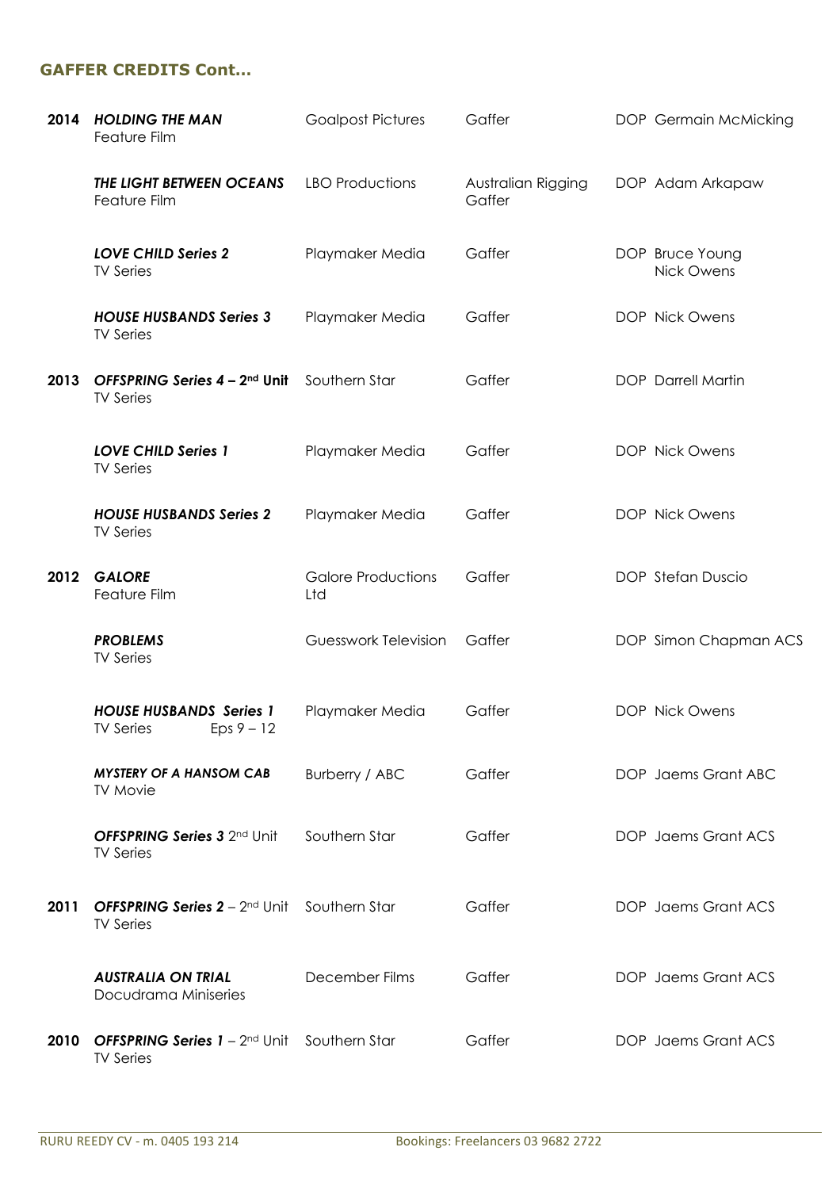### GAFFER CREDITS Cont…

| Year | Production | Company | Role | DOP |
|---|---|---|---|---|
| 2014 | ***HOLDING THE MAN***<br>Feature Film | Goalpost Pictures | Gaffer | DOP Germain McMicking |
| | ***THE LIGHT BETWEEN OCEANS***<br>Feature Film | LBO Productions | Australian Rigging Gaffer | DOP Adam Arkapaw |
| | ***LOVE CHILD Series 2***<br>TV Series | Playmaker Media | Gaffer | DOP Bruce Young<br>Nick Owens |
| | ***HOUSE HUSBANDS Series 3***<br>TV Series | Playmaker Media | Gaffer | DOP Nick Owens |
| 2013 | ***OFFSPRING Series 4*** **– 2nd Unit**<br>TV Series | Southern Star | Gaffer | DOP Darrell Martin |
| | ***LOVE CHILD Series 1***<br>TV Series | Playmaker Media | Gaffer | DOP Nick Owens |
| | ***HOUSE HUSBANDS Series 2***<br>TV Series | Playmaker Media | Gaffer | DOP Nick Owens |
| 2012 | ***GALORE***<br>Feature Film | Galore Productions Ltd | Gaffer | DOP Stefan Duscio |
| | ***PROBLEMS***<br>TV Series | Guesswork Television | Gaffer | DOP Simon Chapman ACS |
| | ***HOUSE HUSBANDS Series 1***<br>TV Series Eps 9 – 12 | Playmaker Media | Gaffer | DOP Nick Owens |
| | ***MYSTERY OF A HANSOM CAB***<br>TV Movie | Burberry / ABC | Gaffer | DOP Jaems Grant ABC |
| | ***OFFSPRING Series 3*** 2nd Unit<br>TV Series | Southern Star | Gaffer | DOP Jaems Grant ACS |
| 2011 | ***OFFSPRING Series 2*** – 2nd Unit<br>TV Series | Southern Star | Gaffer | DOP Jaems Grant ACS |
| | ***AUSTRALIA ON TRIAL***<br>Docudrama Miniseries | December Films | Gaffer | DOP Jaems Grant ACS |
| 2010 | ***OFFSPRING Series 1*** – 2nd Unit<br>TV Series | Southern Star | Gaffer | DOP Jaems Grant ACS |

RURU REEDY CV - m. 0405 193 214 Bookings: Freelancers 03 9682 2722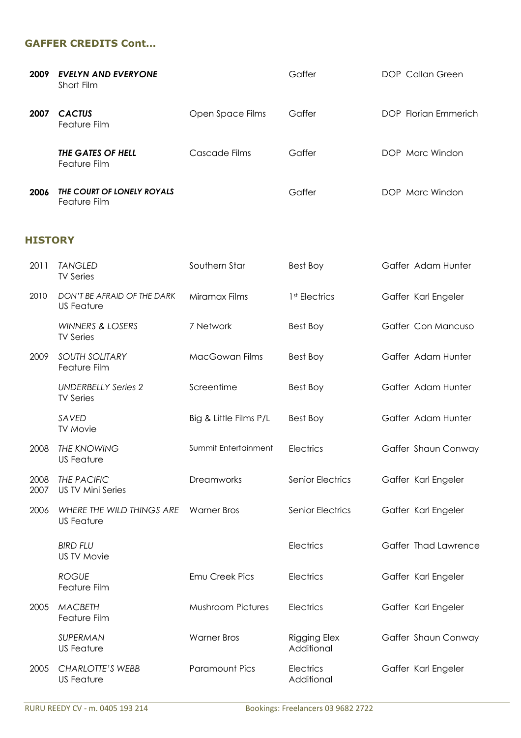## GAFFER CREDITS Cont…

| | | | | |
|---|---|---|---|---|
| **2009** | ***EVELYN AND EVERYONE***<br>Short Film | | Gaffer | DOP Callan Green |
| **2007** | ***CACTUS***<br>Feature Film | Open Space Films | Gaffer | DOP Florian Emmerich |
| | ***THE GATES OF HELL***<br>Feature Film | Cascade Films | Gaffer | DOP Marc Windon |
| **2006** | ***THE COURT OF LONELY ROYALS***<br>Feature Film | | Gaffer | DOP Marc Windon |

## HISTORY

| | | | | |
|---|---|---|---|---|
| 2011 | *TANGLED*<br>TV Series | Southern Star | Best Boy | Gaffer Adam Hunter |
| 2010 | *DON'T BE AFRAID OF THE DARK*<br>US Feature | Miramax Films | 1st Electrics | Gaffer Karl Engeler |
| | *WINNERS & LOSERS*<br>TV Series | 7 Network | Best Boy | Gaffer Con Mancuso |
| 2009 | *SOUTH SOLITARY*<br>Feature Film | MacGowan Films | Best Boy | Gaffer Adam Hunter |
| | *UNDERBELLY Series 2*<br>TV Series | Screentime | Best Boy | Gaffer Adam Hunter |
| | *SAVED*<br>TV Movie | Big & Little Films P/L | Best Boy | Gaffer Adam Hunter |
| 2008 | *THE KNOWING*<br>US Feature | Summit Entertainment | Electrics | Gaffer Shaun Conway |
| 2008<br>2007 | *THE PACIFIC*<br>US TV Mini Series | Dreamworks | Senior Electrics | Gaffer Karl Engeler |
| 2006 | *WHERE THE WILD THINGS ARE*<br>US Feature | Warner Bros | Senior Electrics | Gaffer Karl Engeler |
| | *BIRD FLU*<br>US TV Movie | | Electrics | Gaffer Thad Lawrence |
| | *ROGUE*<br>Feature Film | Emu Creek Pics | Electrics | Gaffer Karl Engeler |
| 2005 | *MACBETH*<br>Feature Film | Mushroom Pictures | Electrics | Gaffer Karl Engeler |
| | *SUPERMAN*<br>US Feature | Warner Bros | Rigging Elex<br>Additional | Gaffer Shaun Conway |
| 2005 | *CHARLOTTE'S WEBB*<br>US Feature | Paramount Pics | Electrics<br>Additional | Gaffer Karl Engeler |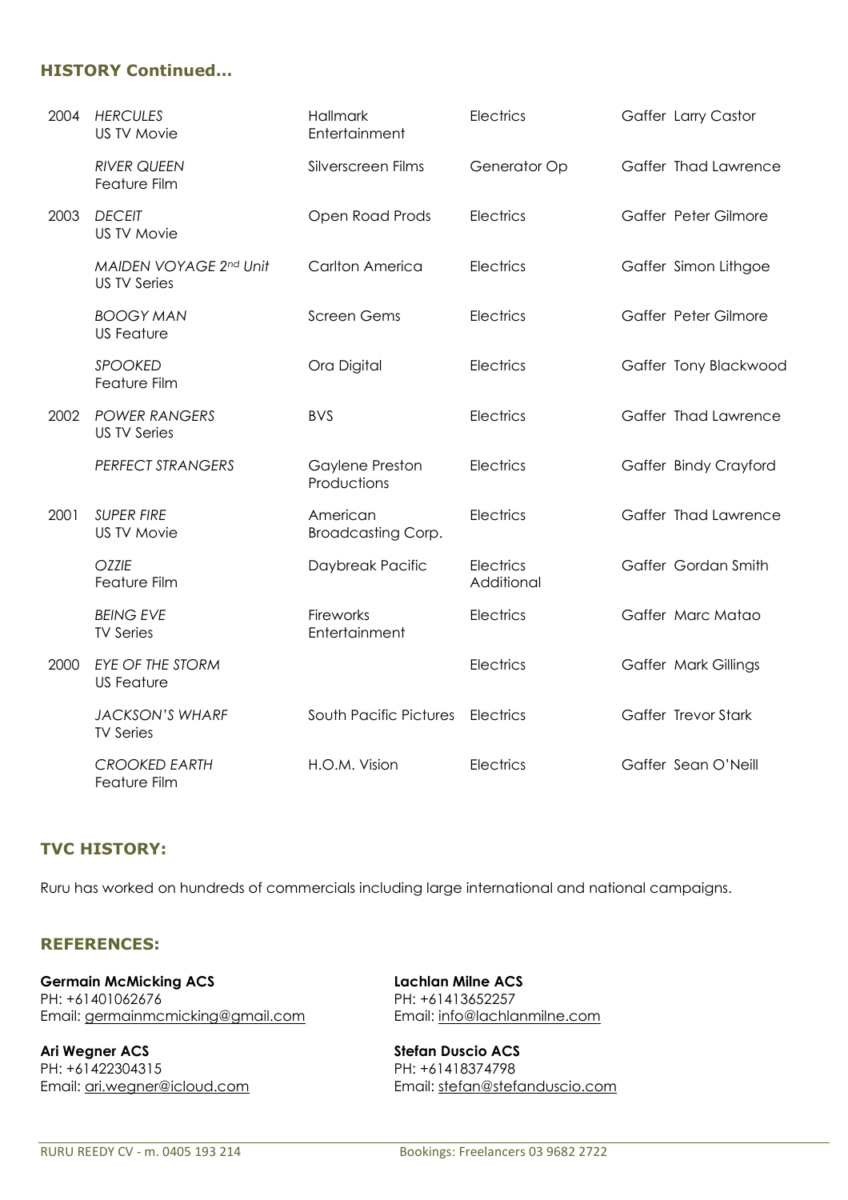## HISTORY Continued…

| | | | | |
|---|---|---|---|---|
| 2004 | *HERCULES* US TV Movie | Hallmark Entertainment | Electrics | Gaffer Larry Castor |
| | *RIVER QUEEN* Feature Film | Silverscreen Films | Generator Op | Gaffer Thad Lawrence |
| 2003 | *DECEIT* US TV Movie | Open Road Prods | Electrics | Gaffer Peter Gilmore |
| | *MAIDEN VOYAGE 2nd Unit* US TV Series | Carlton America | Electrics | Gaffer Simon Lithgoe |
| | *BOOGY MAN* US Feature | Screen Gems | Electrics | Gaffer Peter Gilmore |
| | *SPOOKED* Feature Film | Ora Digital | Electrics | Gaffer Tony Blackwood |
| 2002 | *POWER RANGERS* US TV Series | BVS | Electrics | Gaffer Thad Lawrence |
| | *PERFECT STRANGERS* | Gaylene Preston Productions | Electrics | Gaffer Bindy Crayford |
| 2001 | *SUPER FIRE* US TV Movie | American Broadcasting Corp. | Electrics | Gaffer Thad Lawrence |
| | *OZZIE* Feature Film | Daybreak Pacific | Electrics Additional | Gaffer Gordan Smith |
| | *BEING EVE* TV Series | Fireworks Entertainment | Electrics | Gaffer Marc Matao |
| 2000 | *EYE OF THE STORM* US Feature | | Electrics | Gaffer Mark Gillings |
| | *JACKSON'S WHARF* TV Series | South Pacific Pictures | Electrics | Gaffer Trevor Stark |
| | *CROOKED EARTH* Feature Film | H.O.M. Vision | Electrics | Gaffer Sean O'Neill |

## TVC HISTORY:

Ruru has worked on hundreds of commercials including large international and national campaigns.

## REFERENCES:

**Germain McMicking ACS**
PH: +61401062676
Email: germainmcmicking@gmail.com

**Lachlan Milne ACS**
PH: +61413652257
Email: info@lachlanmilne.com

**Ari Wegner ACS**
PH: +61422304315
Email: ari.wegner@icloud.com

**Stefan Duscio ACS**
PH: +61418374798
Email: stefan@stefanduscio.com